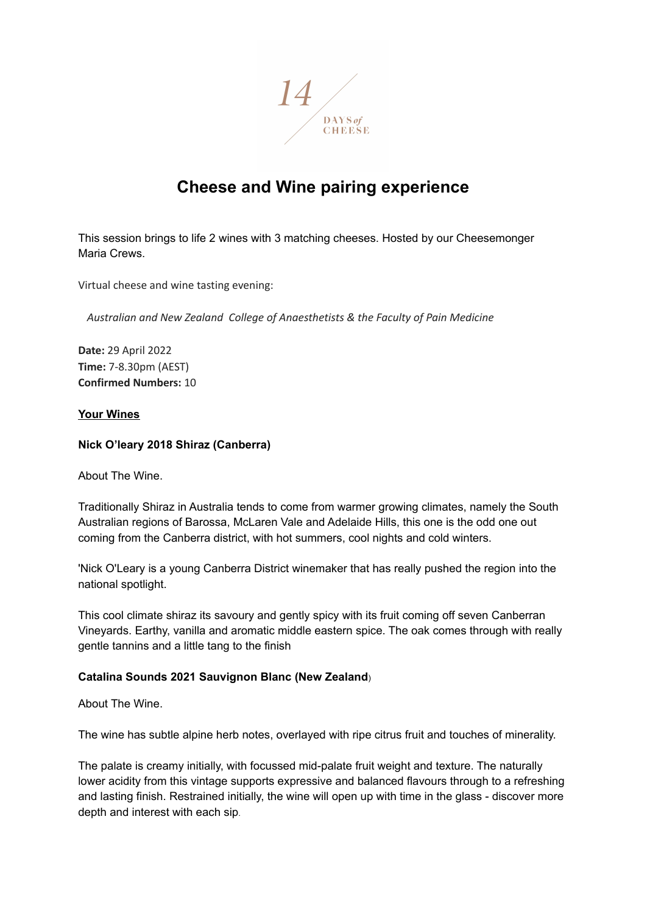14 DAYS of CHEESE

# Cheese and Wine pairing experience

This session brings to life 2 wines with 3 matching cheeses. Hosted by our Cheesemonger Maria Crews.

Virtual cheese and wine tasting evening:

*Australian and New Zealand College of Anaesthetists & the Faculty of Pain Medicine*

**Date:** 29 April 2022
**Time:** 7-8.30pm (AEST)
**Confirmed Numbers:** 10

## Your Wines

### Nick O'leary 2018 Shiraz (Canberra)

About The Wine.

Traditionally Shiraz in Australia tends to come from warmer growing climates, namely the South Australian regions of Barossa, McLaren Vale and Adelaide Hills, this one is the odd one out coming from the Canberra district, with hot summers, cool nights and cold winters.

'Nick O'Leary is a young Canberra District winemaker that has really pushed the region into the national spotlight.

This cool climate shiraz its savoury and gently spicy with its fruit coming off seven Canberran Vineyards. Earthy, vanilla and aromatic middle eastern spice. The oak comes through with really gentle tannins and a little tang to the finish

### Catalina Sounds 2021 Sauvignon Blanc (New Zealand)

About The Wine.

The wine has subtle alpine herb notes, overlayed with ripe citrus fruit and touches of minerality.

The palate is creamy initially, with focussed mid-palate fruit weight and texture. The naturally lower acidity from this vintage supports expressive and balanced flavours through to a refreshing and lasting finish. Restrained initially, the wine will open up with time in the glass - discover more depth and interest with each sip.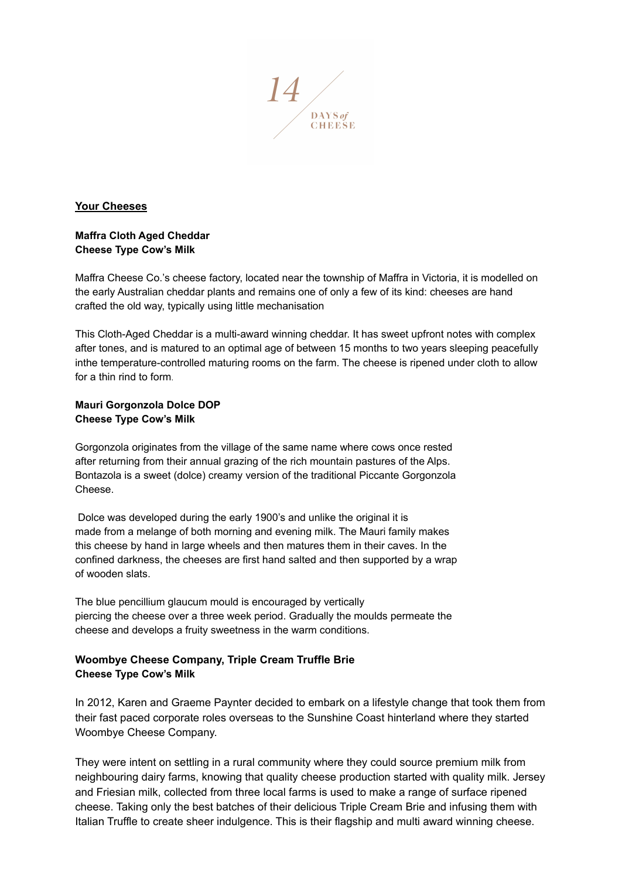14 DAYS of CHEESE

**<u>Your Cheeses</u>**

**Maffra Cloth Aged Cheddar**
**Cheese Type Cow's Milk**

Maffra Cheese Co.'s cheese factory, located near the township of Maffra in Victoria, it is modelled on the early Australian cheddar plants and remains one of only a few of its kind: cheeses are hand crafted the old way, typically using little mechanisation

This Cloth-Aged Cheddar is a multi-award winning cheddar. It has sweet upfront notes with complex after tones, and is matured to an optimal age of between 15 months to two years sleeping peacefully inthe temperature-controlled maturing rooms on the farm. The cheese is ripened under cloth to allow for a thin rind to form.

**Mauri Gorgonzola Dolce DOP**
**Cheese Type Cow's Milk**

Gorgonzola originates from the village of the same name where cows once rested after returning from their annual grazing of the rich mountain pastures of the Alps. Bontazola is a sweet (dolce) creamy version of the traditional Piccante Gorgonzola Cheese.

Dolce was developed during the early 1900's and unlike the original it is made from a melange of both morning and evening milk. The Mauri family makes this cheese by hand in large wheels and then matures them in their caves. In the confined darkness, the cheeses are first hand salted and then supported by a wrap of wooden slats.

The blue pencillium glaucum mould is encouraged by vertically piercing the cheese over a three week period. Gradually the moulds permeate the cheese and develops a fruity sweetness in the warm conditions.

**Woombye Cheese Company, Triple Cream Truffle Brie**
**Cheese Type Cow's Milk**

In 2012, Karen and Graeme Paynter decided to embark on a lifestyle change that took them from their fast paced corporate roles overseas to the Sunshine Coast hinterland where they started Woombye Cheese Company.

They were intent on settling in a rural community where they could source premium milk from neighbouring dairy farms, knowing that quality cheese production started with quality milk. Jersey and Friesian milk, collected from three local farms is used to make a range of surface ripened cheese. Taking only the best batches of their delicious Triple Cream Brie and infusing them with Italian Truffle to create sheer indulgence. This is their flagship and multi award winning cheese.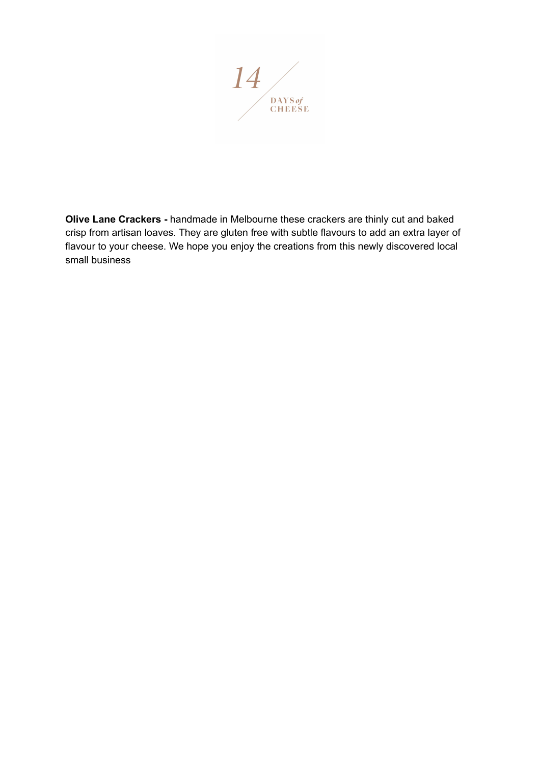**Olive Lane Crackers -** handmade in Melbourne these crackers are thinly cut and baked crisp from artisan loaves. They are gluten free with subtle flavours to add an extra layer of flavour to your cheese. We hope you enjoy the creations from this newly discovered local small business